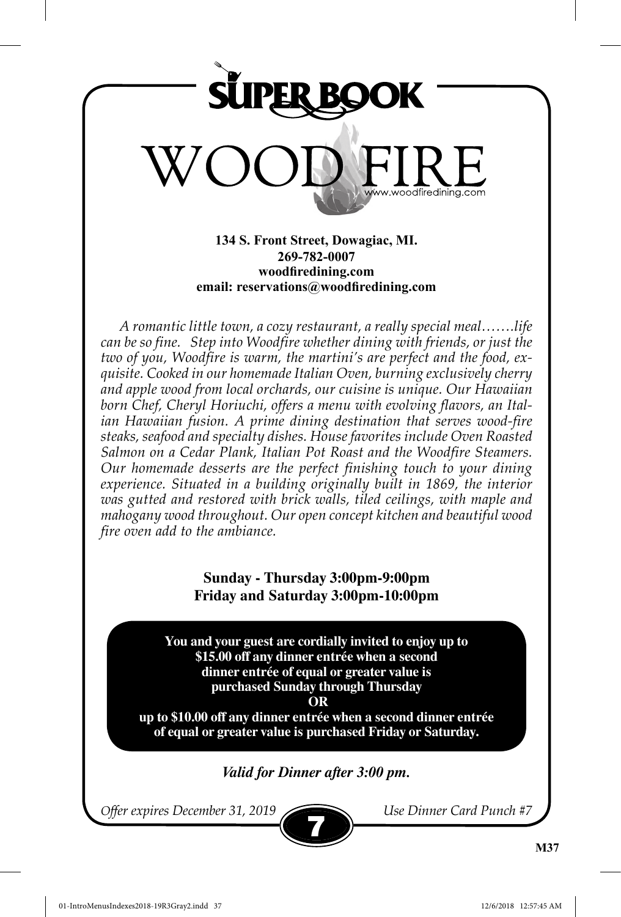# SUPER BOOK

# WOOD FIRE

www.woodfiredining.com

**134 S. Front Street, Dowagiac, MI.**
**269-782-0007**
**woodfiredining.com**
**email: reservations@woodfiredining.com**

*A romantic little town, a cozy restaurant, a really special meal…….life can be so fine. Step into Woodfire whether dining with friends, or just the two of you, Woodfire is warm, the martini's are perfect and the food, exquisite. Cooked in our homemade Italian Oven, burning exclusively cherry and apple wood from local orchards, our cuisine is unique. Our Hawaiian born Chef, Cheryl Horiuchi, offers a menu with evolving flavors, an Italian Hawaiian fusion. A prime dining destination that serves wood-fire steaks, seafood and specialty dishes. House favorites include Oven Roasted Salmon on a Cedar Plank, Italian Pot Roast and the Woodfire Steamers. Our homemade desserts are the perfect finishing touch to your dining experience. Situated in a building originally built in 1869, the interior was gutted and restored with brick walls, tiled ceilings, with maple and mahogany wood throughout. Our open concept kitchen and beautiful wood fire oven add to the ambiance.*

**Sunday - Thursday 3:00pm-9:00pm**
**Friday and Saturday 3:00pm-10:00pm**

**You and your guest are cordially invited to enjoy up to $15.00 off any dinner entrée when a second dinner entrée of equal or greater value is purchased Sunday through Thursday**
**OR**
**up to $10.00 off any dinner entrée when a second dinner entrée of equal or greater value is purchased Friday or Saturday.**

***Valid for Dinner after 3:00 pm.***

*Offer expires December 31, 2019* — **7** — *Use Dinner Card Punch #7*

**M37**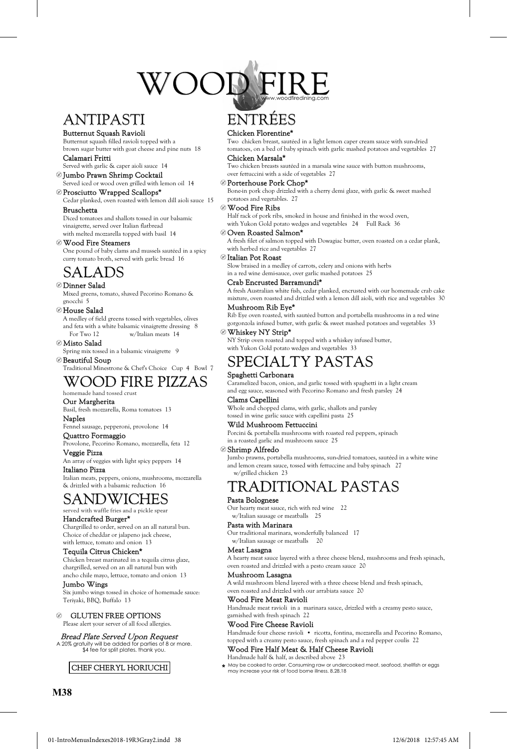# WOOD FIRE

www.woodfiredining.com

## ANTIPASTI

**Butternut Squash Ravioli**
Butternut squash filled ravioli topped with a brown sugar butter with goat cheese and pine nuts 18

**Calamari Fritti**
Served with garlic & caper aioli sauce 14

⊘ **Jumbo Prawn Shrimp Cocktail**
Served iced or wood oven grilled with lemon oil 14

⊘ **Prosciutto Wrapped Scallops***
Cedar planked, oven roasted with lemon dill aioli sauce 15

**Bruschetta**
Diced tomatoes and shallots tossed in our balsamic vinaigrette, served over Italian flatbread with melted mozzarella topped with basil 14

⊘ **Wood Fire Steamers**
One pound of baby clams and mussels sautéed in a spicy curry tomato broth, served with garlic bread 16

## SALADS

⊘ **Dinner Salad**
Mixed greens, tomato, shaved Pecorino Romano & gnocchi 5

⊘ **House Salad**
A medley of field greens tossed with vegetables, olives and feta with a white balsamic vinaigrette dressing 8
For Two 12 w/Italian meats 14

⊘ **Misto Salad**
Spring mix tossed in a balsamic vinaigrette 9

⊘ **Beautiful Soup**
Traditional Minestrone & Chef's Choice Cup 4 Bowl 7

## WOOD FIRE PIZZAS

homemade hand tossed crust

**Our Margherita**
Basil, fresh mozzarella, Roma tomatoes 13

**Naples**
Fennel sausage, pepperoni, provolone 14

**Quattro Formaggio**
Provolone, Pecorino Romano, mozzarella, feta 12

**Veggie Pizza**
An array of veggies with light spicy peppers 14

**Italiano Pizza**
Italian meats, peppers, onions, mushrooms, mozzarella & drizzled with a balsamic reduction 16

## SANDWICHES

served with waffle fries and a pickle spear

**Handcrafted Burger***
Chargrilled to order, served on an all natural bun. Choice of cheddar or jalapeno jack cheese, with lettuce, tomato and onion 13

**Tequila Citrus Chicken***
Chicken breast marinated in a tequila citrus glaze, chargrilled, served on an all natural bun with ancho chile mayo, lettuce, tomato and onion 13

**Jumbo Wings**
Six jumbo wings tossed in choice of homemade sauce: Teriyaki, BBQ, Buffalo 13

⊘ GLUTEN FREE OPTIONS
Please alert your server of all food allergies.

*Bread Plate Served Upon Request*
A 20% gratuity will be added for parties of 8 or more. $4 fee for split plates. thank you.

CHEF CHERYL HORIUCHI

## ENTRÉES

**Chicken Florentine***
Two chicken breast, sautéed in a light lemon caper cream sauce with sun-dried tomatoes, on a bed of baby spinach with garlic mashed potatoes and vegetables 27

**Chicken Marsala***
Two chicken breasts sautéed in a marsala wine sauce with button mushrooms, over fettuccini with a side of vegetables 27

⊘ **Porterhouse Pork Chop***
Bone-in pork chop drizzled with a cherry demi glaze, with garlic & sweet mashed potatoes and vegetables. 27

⊘ **Wood Fire Ribs**
Half rack of pork ribs, smoked in house and finished in the wood oven, with Yukon Gold potato wedges and vegetables 24 Full Rack 36

⊘ **Oven Roasted Salmon***
A fresh filet of salmon topped with Dowagiac butter, oven roasted on a cedar plank, with herbed rice and vegetables 27

⊘ **Italian Pot Roast**
Slow braised in a medley of carrots, celery and onions with herbs in a red wine demi-sauce, over garlic mashed potatoes 25

**Crab Encrusted Barramundi***
A fresh Australian white fish, cedar planked, encrusted with our homemade crab cake mixture, oven roasted and drizzled with a lemon dill aioli, with rice and vegetables 30

**Mushroom Rib Eye***
Rib Eye oven roasted, with sautéed button and portabella mushrooms in a red wine gorgonzola infused butter, with garlic & sweet mashed potatoes and vegetables 33

⊘ **Whiskey NY Strip***
NY Strip oven roasted and topped with a whiskey infused butter, with Yukon Gold potato wedges and vegetables 33

## SPECIALTY PASTAS

**Spaghetti Carbonara**
Caramelized bacon, onion, and garlic tossed with spaghetti in a light cream and egg sauce, seasoned with Pecorino Romano and fresh parsley 24

**Clams Capellini**
Whole and chopped clams, with garlic, shallots and parsley tossed in wine garlic sauce with capellini pasta 25

**Wild Mushroom Fettuccini**
Porcini & portabella mushrooms with roasted red peppers, spinach in a roasted garlic and mushroom sauce 25

⊘ **Shrimp Alfredo**
Jumbo prawns, portabella mushrooms, sun-dried tomatoes, sautéed in a white wine and lemon cream sauce, tossed with fettuccine and baby spinach 27
w/grilled chicken 23

## TRADITIONAL PASTAS

**Pasta Bolognese**
Our hearty meat sauce, rich with red wine 22
w/Italian sausage or meatballs 25

**Pasta with Marinara**
Our traditional marinara, wonderfully balanced 17
w/Italian sausage or meatballs 20

**Meat Lasagna**
A hearty meat sauce layered with a three cheese blend, mushrooms and fresh spinach, oven roasted and drizzled with a pesto cream sauce 20

**Mushroom Lasagna**
A wild mushroom blend layered with a three cheese blend and fresh spinach, oven roasted and drizzled with our arrabiata sauce 20

**Wood Fire Meat Ravioli**
Handmade meat ravioli in a marinara sauce, drizzled with a creamy pesto sauce, garnished with fresh spinach 22

**Wood Fire Cheese Ravioli**
Handmade four cheese ravioli • ricotta, fontina, mozzarella and Pecorino Romano, topped with a creamy pesto sauce, fresh spinach and a red pepper coulis 22

**Wood Fire Half Meat & Half Cheese Ravioli**
Handmade half & half, as described above 23

* May be cooked to order. Consuming raw or undercooked meat, seafood, shellfish or eggs may increase your risk of food borne illness. 8.28.18

M38